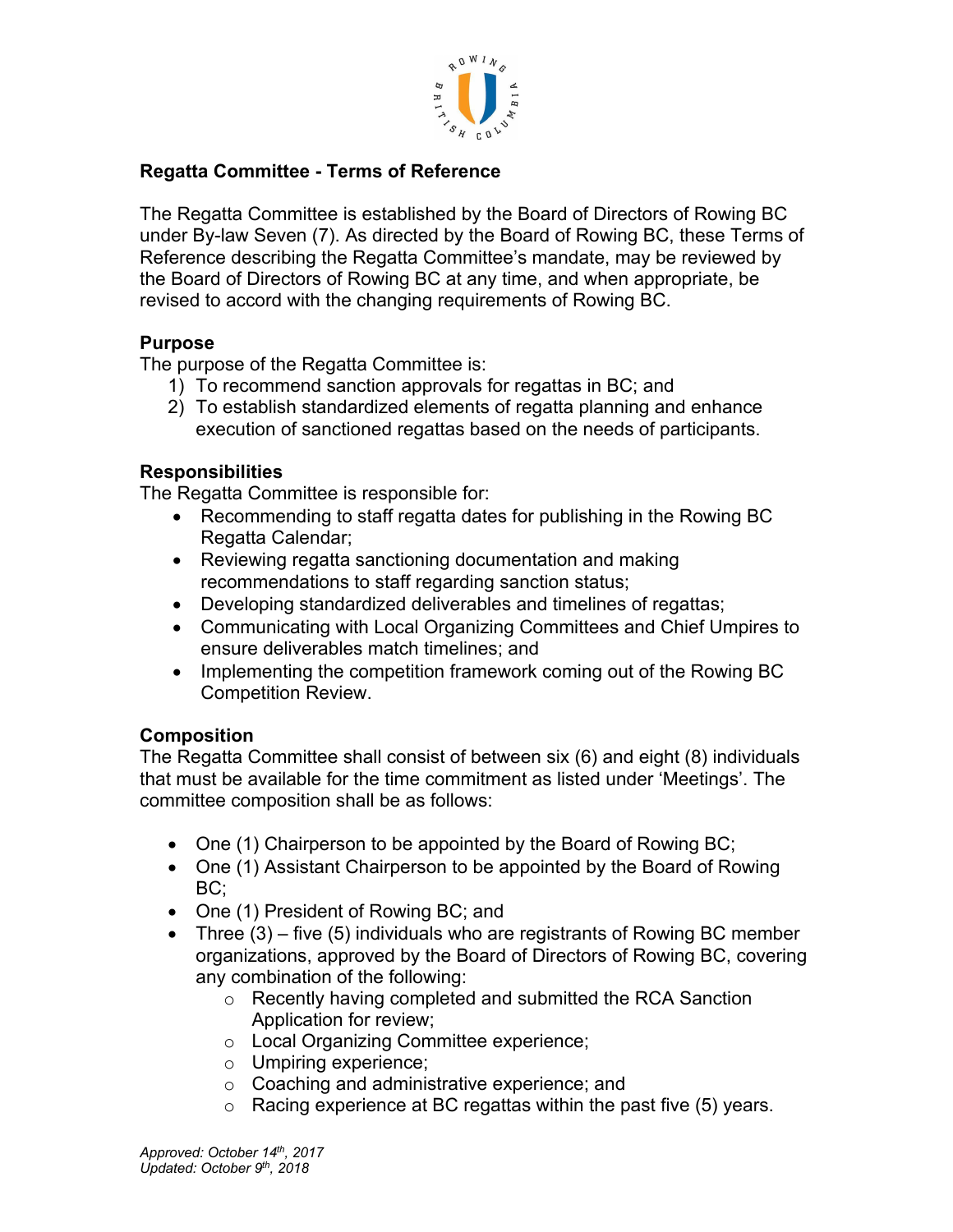## Regatta Committee - Terms of Reference

The Regatta Committee is established by the Board of Directors of Rowing BC under By-law Seven (7). As directed by the Board of Rowing BC, these Terms of Reference describing the Regatta Committee's mandate, may be reviewed by the Board of Directors of Rowing BC at any time, and when appropriate, be revised to accord with the changing requirements of Rowing BC.

### Purpose

The purpose of the Regatta Committee is:

1) To recommend sanction approvals for regattas in BC; and
2) To establish standardized elements of regatta planning and enhance execution of sanctioned regattas based on the needs of participants.

### Responsibilities

The Regatta Committee is responsible for:

- Recommending to staff regatta dates for publishing in the Rowing BC Regatta Calendar;
- Reviewing regatta sanctioning documentation and making recommendations to staff regarding sanction status;
- Developing standardized deliverables and timelines of regattas;
- Communicating with Local Organizing Committees and Chief Umpires to ensure deliverables match timelines; and
- Implementing the competition framework coming out of the Rowing BC Competition Review.

### Composition

The Regatta Committee shall consist of between six (6) and eight (8) individuals that must be available for the time commitment as listed under 'Meetings'. The committee composition shall be as follows:

- One (1) Chairperson to be appointed by the Board of Rowing BC;
- One (1) Assistant Chairperson to be appointed by the Board of Rowing BC;
- One (1) President of Rowing BC; and
- Three (3) – five (5) individuals who are registrants of Rowing BC member organizations, approved by the Board of Directors of Rowing BC, covering any combination of the following:
  - Recently having completed and submitted the RCA Sanction Application for review;
  - Local Organizing Committee experience;
  - Umpiring experience;
  - Coaching and administrative experience; and
  - Racing experience at BC regattas within the past five (5) years.

*Approved: October 14th, 2017*
*Updated: October 9th, 2018*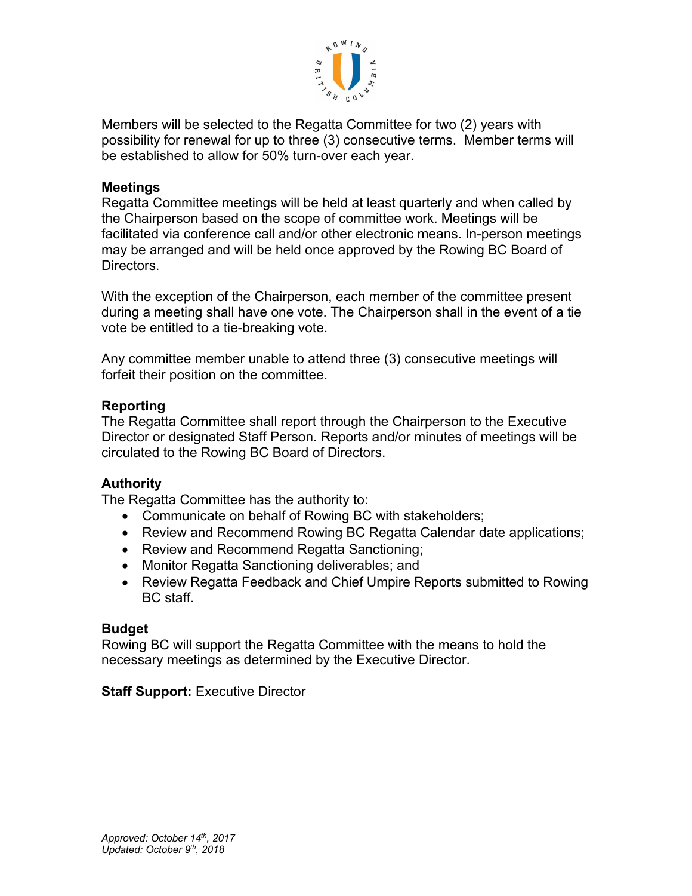Members will be selected to the Regatta Committee for two (2) years with possibility for renewal for up to three (3) consecutive terms. Member terms will be established to allow for 50% turn-over each year.

**Meetings**

Regatta Committee meetings will be held at least quarterly and when called by the Chairperson based on the scope of committee work. Meetings will be facilitated via conference call and/or other electronic means. In-person meetings may be arranged and will be held once approved by the Rowing BC Board of Directors.

With the exception of the Chairperson, each member of the committee present during a meeting shall have one vote. The Chairperson shall in the event of a tie vote be entitled to a tie-breaking vote.

Any committee member unable to attend three (3) consecutive meetings will forfeit their position on the committee.

**Reporting**

The Regatta Committee shall report through the Chairperson to the Executive Director or designated Staff Person. Reports and/or minutes of meetings will be circulated to the Rowing BC Board of Directors.

**Authority**

The Regatta Committee has the authority to:

- Communicate on behalf of Rowing BC with stakeholders;
- Review and Recommend Rowing BC Regatta Calendar date applications;
- Review and Recommend Regatta Sanctioning;
- Monitor Regatta Sanctioning deliverables; and
- Review Regatta Feedback and Chief Umpire Reports submitted to Rowing BC staff.

**Budget**

Rowing BC will support the Regatta Committee with the means to hold the necessary meetings as determined by the Executive Director.

**Staff Support:** Executive Director

*Approved: October 14th, 2017*
*Updated: October 9th, 2018*